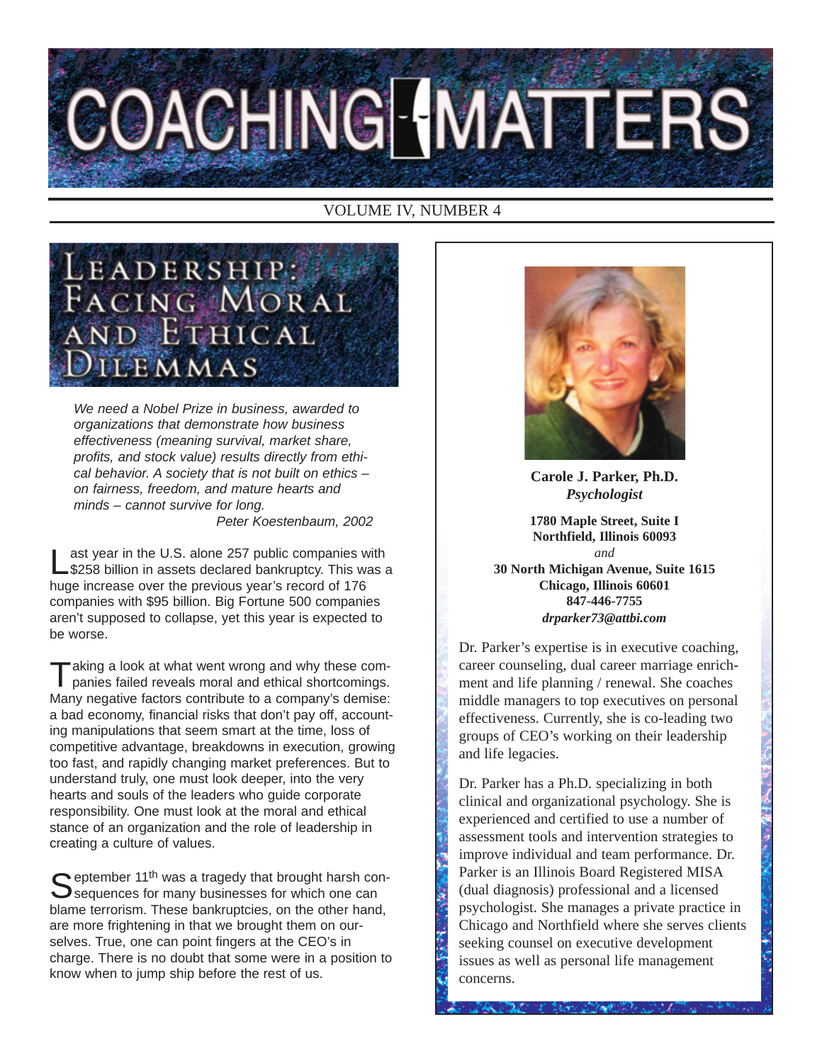# COACHING MATTERS

VOLUME IV, NUMBER 4

## Leadership: Facing Moral and Ethical Dilemmas

*We need a Nobel Prize in business, awarded to organizations that demonstrate how business effectiveness (meaning survival, market share, profits, and stock value) results directly from ethical behavior. A society that is not built on ethics – on fairness, freedom, and mature hearts and minds – cannot survive for long.*

*Peter Koestenbaum, 2002*

Last year in the U.S. alone 257 public companies with $258 billion in assets declared bankruptcy. This was a huge increase over the previous year's record of 176 companies with $95 billion. Big Fortune 500 companies aren't supposed to collapse, yet this year is expected to be worse.

Taking a look at what went wrong and why these companies failed reveals moral and ethical shortcomings. Many negative factors contribute to a company's demise: a bad economy, financial risks that don't pay off, accounting manipulations that seem smart at the time, loss of competitive advantage, breakdowns in execution, growing too fast, and rapidly changing market preferences. But to understand truly, one must look deeper, into the very hearts and souls of the leaders who guide corporate responsibility. One must look at the moral and ethical stance of an organization and the role of leadership in creating a culture of values.

September 11th was a tragedy that brought harsh consequences for many businesses for which one can blame terrorism. These bankruptcies, on the other hand, are more frightening in that we brought them on ourselves. True, one can point fingers at the CEO's in charge. There is no doubt that some were in a position to know when to jump ship before the rest of us.

---

**Carole J. Parker, Ph.D.**
***Psychologist***

**1780 Maple Street, Suite I**
**Northfield, Illinois 60093**
*and*
**30 North Michigan Avenue, Suite 1615**
**Chicago, Illinois 60601**
**847-446-7755**
***drparker73@attbi.com***

Dr. Parker's expertise is in executive coaching, career counseling, dual career marriage enrichment and life planning / renewal. She coaches middle managers to top executives on personal effectiveness. Currently, she is co-leading two groups of CEO's working on their leadership and life legacies.

Dr. Parker has a Ph.D. specializing in both clinical and organizational psychology. She is experienced and certified to use a number of assessment tools and intervention strategies to improve individual and team performance. Dr. Parker is an Illinois Board Registered MISA (dual diagnosis) professional and a licensed psychologist. She manages a private practice in Chicago and Northfield where she serves clients seeking counsel on executive development issues as well as personal life management concerns.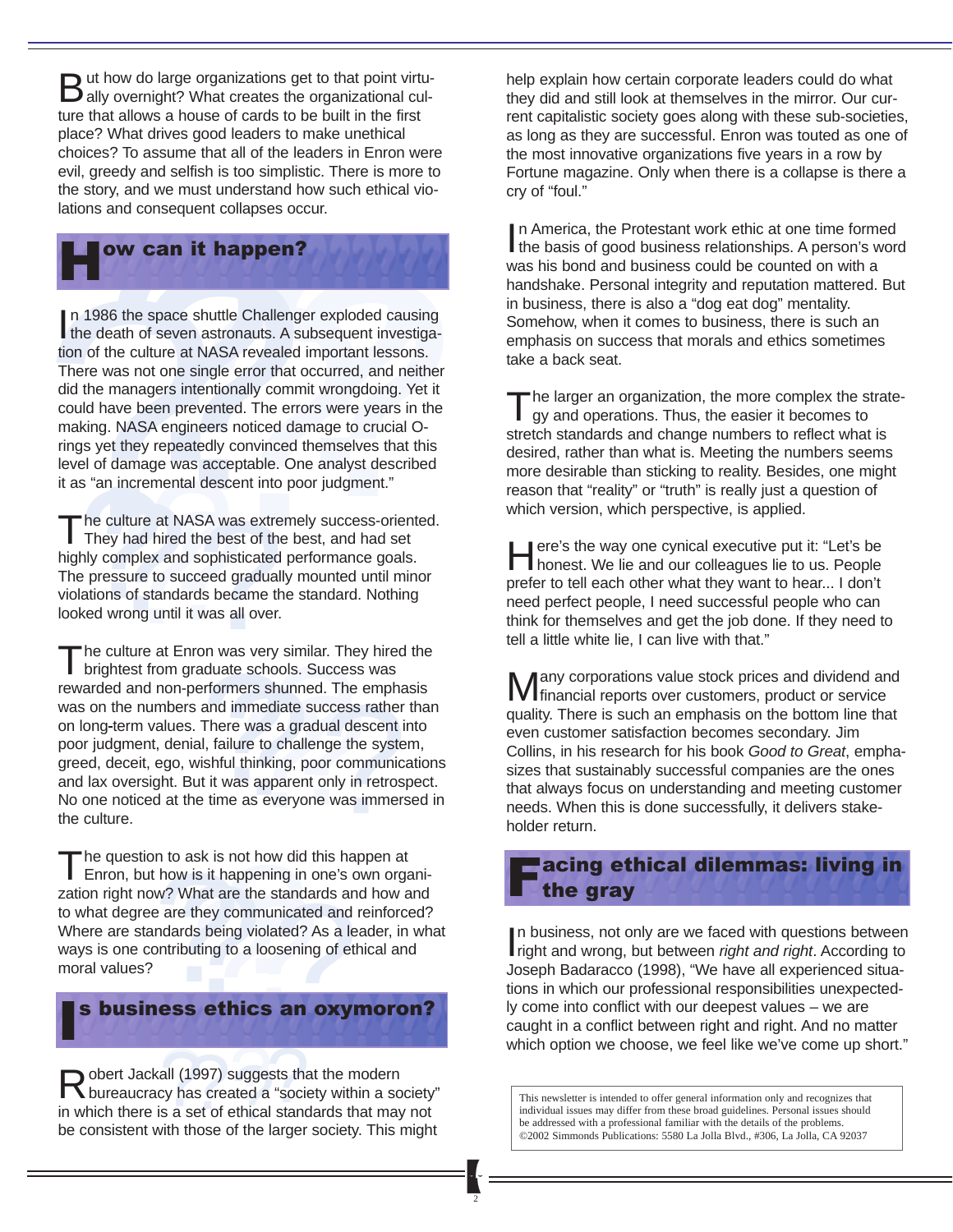But how do large organizations get to that point virtually overnight? What creates the organizational culture that allows a house of cards to be built in the first place? What drives good leaders to make unethical choices? To assume that all of the leaders in Enron were evil, greedy and selfish is too simplistic. There is more to the story, and we must understand how such ethical violations and consequent collapses occur.

## How can it happen?

In 1986 the space shuttle Challenger exploded causing the death of seven astronauts. A subsequent investigation of the culture at NASA revealed important lessons. There was not one single error that occurred, and neither did the managers intentionally commit wrongdoing. Yet it could have been prevented. The errors were years in the making. NASA engineers noticed damage to crucial O-rings yet they repeatedly convinced themselves that this level of damage was acceptable. One analyst described it as "an incremental descent into poor judgment."

The culture at NASA was extremely success-oriented. They had hired the best of the best, and had set highly complex and sophisticated performance goals. The pressure to succeed gradually mounted until minor violations of standards became the standard. Nothing looked wrong until it was all over.

The culture at Enron was very similar. They hired the brightest from graduate schools. Success was rewarded and non-performers shunned. The emphasis was on the numbers and immediate success rather than on long-term values. There was a gradual descent into poor judgment, denial, failure to challenge the system, greed, deceit, ego, wishful thinking, poor communications and lax oversight. But it was apparent only in retrospect. No one noticed at the time as everyone was immersed in the culture.

The question to ask is not how did this happen at Enron, but how is it happening in one's own organization right now? What are the standards and how and to what degree are they communicated and reinforced? Where are standards being violated? As a leader, in what ways is one contributing to a loosening of ethical and moral values?

## Is business ethics an oxymoron?

Robert Jackall (1997) suggests that the modern bureaucracy has created a "society within a society" in which there is a set of ethical standards that may not be consistent with those of the larger society. This might help explain how certain corporate leaders could do what they did and still look at themselves in the mirror. Our current capitalistic society goes along with these sub-societies, as long as they are successful. Enron was touted as one of the most innovative organizations five years in a row by Fortune magazine. Only when there is a collapse is there a cry of "foul."

In America, the Protestant work ethic at one time formed the basis of good business relationships. A person's word was his bond and business could be counted on with a handshake. Personal integrity and reputation mattered. But in business, there is also a "dog eat dog" mentality. Somehow, when it comes to business, there is such an emphasis on success that morals and ethics sometimes take a back seat.

The larger an organization, the more complex the strategy and operations. Thus, the easier it becomes to stretch standards and change numbers to reflect what is desired, rather than what is. Meeting the numbers seems more desirable than sticking to reality. Besides, one might reason that "reality" or "truth" is really just a question of which version, which perspective, is applied.

Here's the way one cynical executive put it: "Let's be honest. We lie and our colleagues lie to us. People prefer to tell each other what they want to hear... I don't need perfect people, I need successful people who can think for themselves and get the job done. If they need to tell a little white lie, I can live with that."

Many corporations value stock prices and dividend and financial reports over customers, product or service quality. There is such an emphasis on the bottom line that even customer satisfaction becomes secondary. Jim Collins, in his research for his book *Good to Great*, emphasizes that sustainably successful companies are the ones that always focus on understanding and meeting customer needs. When this is done successfully, it delivers stakeholder return.

## Facing ethical dilemmas: living in the gray

In business, not only are we faced with questions between right and wrong, but between *right and right*. According to Joseph Badaracco (1998), "We have all experienced situations in which our professional responsibilities unexpectedly come into conflict with our deepest values – we are caught in a conflict between right and right. And no matter which option we choose, we feel like we've come up short."

This newsletter is intended to offer general information only and recognizes that individual issues may differ from these broad guidelines. Personal issues should be addressed with a professional familiar with the details of the problems. ©2002 Simmonds Publications: 5580 La Jolla Blvd., #306, La Jolla, CA 92037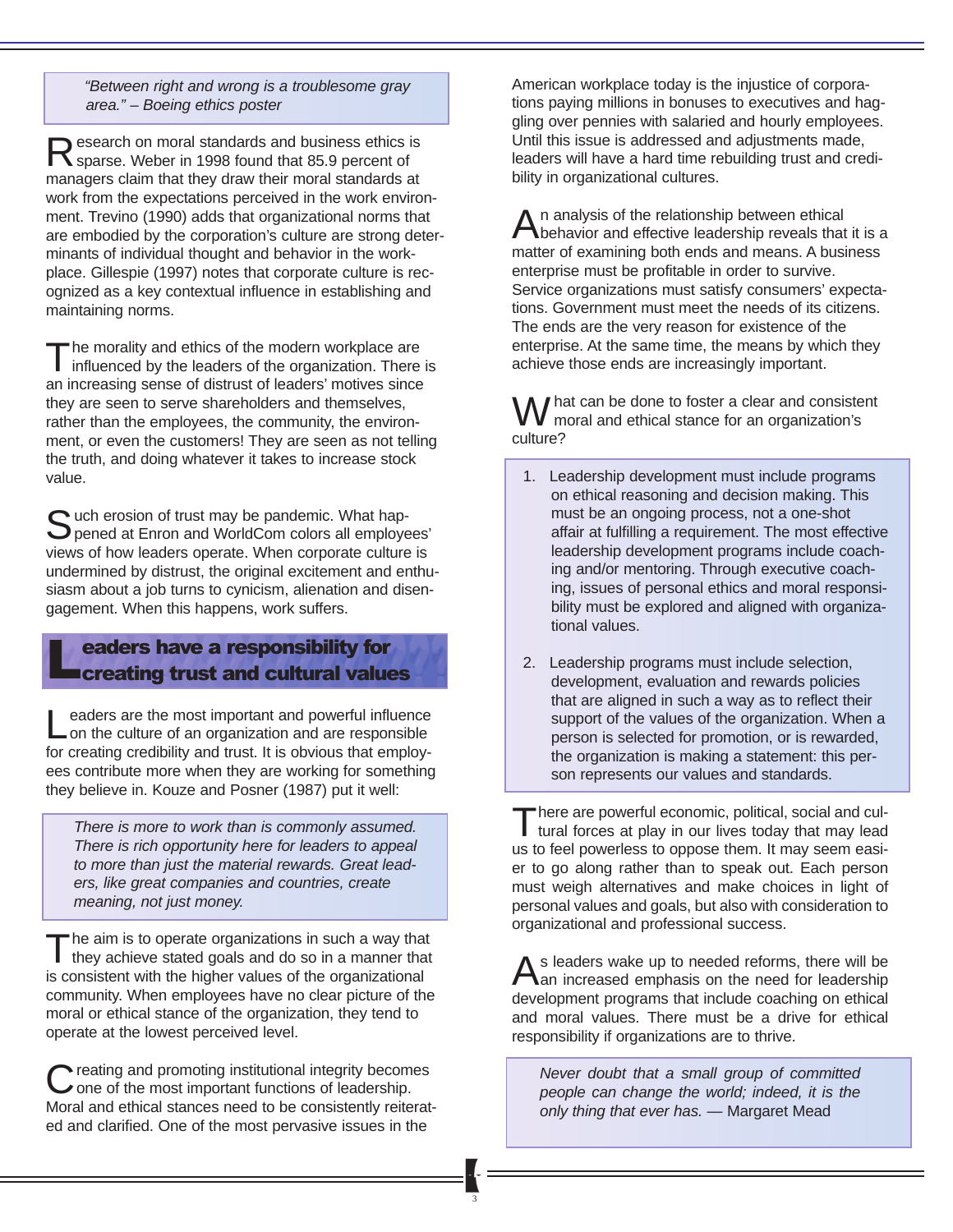> *"Between right and wrong is a troublesome gray area." – Boeing ethics poster*

Research on moral standards and business ethics is sparse. Weber in 1998 found that 85.9 percent of managers claim that they draw their moral standards at work from the expectations perceived in the work environment. Trevino (1990) adds that organizational norms that are embodied by the corporation's culture are strong determinants of individual thought and behavior in the workplace. Gillespie (1997) notes that corporate culture is recognized as a key contextual influence in establishing and maintaining norms.

The morality and ethics of the modern workplace are influenced by the leaders of the organization. There is an increasing sense of distrust of leaders' motives since they are seen to serve shareholders and themselves, rather than the employees, the community, the environment, or even the customers! They are seen as not telling the truth, and doing whatever it takes to increase stock value.

Such erosion of trust may be pandemic. What happened at Enron and WorldCom colors all employees' views of how leaders operate. When corporate culture is undermined by distrust, the original excitement and enthusiasm about a job turns to cynicism, alienation and disengagement. When this happens, work suffers.

## Leaders have a responsibility for creating trust and cultural values

Leaders are the most important and powerful influence on the culture of an organization and are responsible for creating credibility and trust. It is obvious that employees contribute more when they are working for something they believe in. Kouze and Posner (1987) put it well:

> *There is more to work than is commonly assumed. There is rich opportunity here for leaders to appeal to more than just the material rewards. Great leaders, like great companies and countries, create meaning, not just money.*

The aim is to operate organizations in such a way that they achieve stated goals and do so in a manner that is consistent with the higher values of the organizational community. When employees have no clear picture of the moral or ethical stance of the organization, they tend to operate at the lowest perceived level.

Creating and promoting institutional integrity becomes one of the most important functions of leadership. Moral and ethical stances need to be consistently reiterated and clarified. One of the most pervasive issues in the American workplace today is the injustice of corporations paying millions in bonuses to executives and haggling over pennies with salaried and hourly employees. Until this issue is addressed and adjustments made, leaders will have a hard time rebuilding trust and credibility in organizational cultures.

An analysis of the relationship between ethical behavior and effective leadership reveals that it is a matter of examining both ends and means. A business enterprise must be profitable in order to survive. Service organizations must satisfy consumers' expectations. Government must meet the needs of its citizens. The ends are the very reason for existence of the enterprise. At the same time, the means by which they achieve those ends are increasingly important.

What can be done to foster a clear and consistent moral and ethical stance for an organization's culture?

1. Leadership development must include programs on ethical reasoning and decision making. This must be an ongoing process, not a one-shot affair at fulfilling a requirement. The most effective leadership development programs include coaching and/or mentoring. Through executive coaching, issues of personal ethics and moral responsibility must be explored and aligned with organizational values.
2. Leadership programs must include selection, development, evaluation and rewards policies that are aligned in such a way as to reflect their support of the values of the organization. When a person is selected for promotion, or is rewarded, the organization is making a statement: this person represents our values and standards.

There are powerful economic, political, social and cultural forces at play in our lives today that may lead us to feel powerless to oppose them. It may seem easier to go along rather than to speak out. Each person must weigh alternatives and make choices in light of personal values and goals, but also with consideration to organizational and professional success.

As leaders wake up to needed reforms, there will be an increased emphasis on the need for leadership development programs that include coaching on ethical and moral values. There must be a drive for ethical responsibility if organizations are to thrive.

> *Never doubt that a small group of committed people can change the world; indeed, it is the only thing that ever has.* — Margaret Mead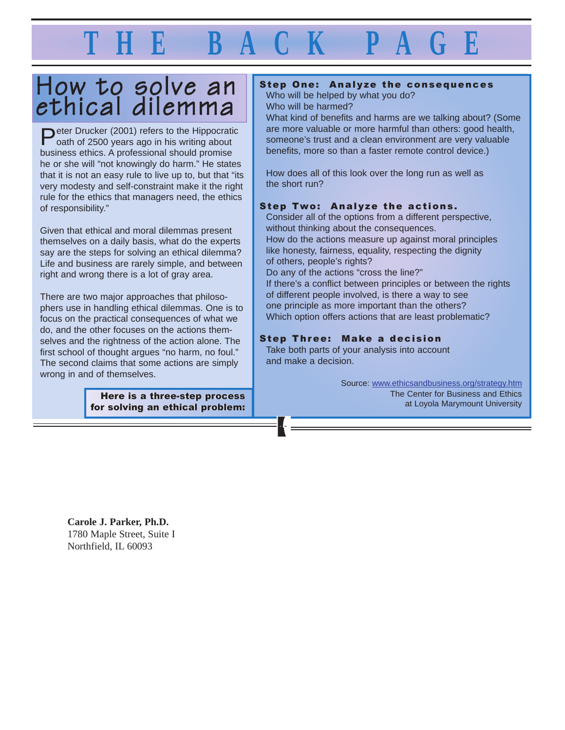# THE BACK PAGE

## How to solve an ethical dilemma

Peter Drucker (2001) refers to the Hippocratic oath of 2500 years ago in his writing about business ethics. A professional should promise he or she will "not knowingly do harm." He states that it is not an easy rule to live up to, but that "its very modesty and self-constraint make it the right rule for the ethics that managers need, the ethics of responsibility."

Given that ethical and moral dilemmas present themselves on a daily basis, what do the experts say are the steps for solving an ethical dilemma? Life and business are rarely simple, and between right and wrong there is a lot of gray area.

There are two major approaches that philosophers use in handling ethical dilemmas. One is to focus on the practical consequences of what we do, and the other focuses on the actions themselves and the rightness of the action alone. The first school of thought argues "no harm, no foul." The second claims that some actions are simply wrong in and of themselves.

**Here is a three-step process for solving an ethical problem:**

### Step One: Analyze the consequences

Who will be helped by what you do?
Who will be harmed?
What kind of benefits and harms are we talking about? (Some are more valuable or more harmful than others: good health, someone's trust and a clean environment are very valuable benefits, more so than a faster remote control device.)

How does all of this look over the long run as well as the short run?

### Step Two: Analyze the actions.

Consider all of the options from a different perspective, without thinking about the consequences.
How do the actions measure up against moral principles like honesty, fairness, equality, respecting the dignity of others, people's rights?
Do any of the actions "cross the line?"
If there's a conflict between principles or between the rights of different people involved, is there a way to see one principle as more important than the others?
Which option offers actions that are least problematic?

### Step Three: Make a decision

Take both parts of your analysis into account and make a decision.

Source: www.ethicsandbusiness.org/strategy.htm
The Center for Business and Ethics
at Loyola Marymount University

**Carole J. Parker, Ph.D.**
1780 Maple Street, Suite I
Northfield, IL 60093